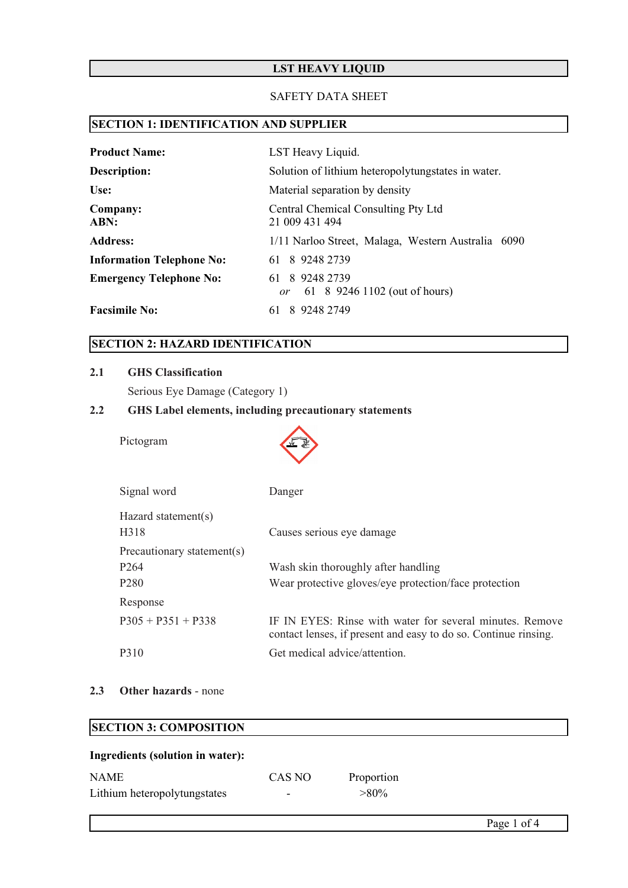# LST HEAVY LIQUID

SAFETY DATA SHEET

## SECTION 1: IDENTIFICATION AND SUPPLIER

| | |
|---|---|
| **Product Name:** | LST Heavy Liquid. |
| **Description:** | Solution of lithium heteropolytungstates in water. |
| **Use:** | Material separation by density |
| **Company:**<br>**ABN:** | Central Chemical Consulting Pty Ltd<br>21 009 431 494 |
| **Address:** | 1/11 Narloo Street, Malaga, Western Australia 6090 |
| **Information Telephone No:** | 61 8 9248 2739 |
| **Emergency Telephone No:** | 61 8 9248 2739<br>*or* 61 8 9246 1102 (out of hours) |
| **Facsimile No:** | 61 8 9248 2749 |

## SECTION 2: HAZARD IDENTIFICATION

### 2.1 GHS Classification

Serious Eye Damage (Category 1)

### 2.2 GHS Label elements, including precautionary statements

| | |
|---|---|
| Pictogram | |
| Signal word | Danger |
| Hazard statement(s) | |
| H318 | Causes serious eye damage |
| Precautionary statement(s) | |
| P264 | Wash skin thoroughly after handling |
| P280 | Wear protective gloves/eye protection/face protection |
| Response | |
| P305 + P351 + P338 | IF IN EYES: Rinse with water for several minutes. Remove contact lenses, if present and easy to do so. Continue rinsing. |
| P310 | Get medical advice/attention. |

### 2.3 Other hazards - none

## SECTION 3: COMPOSITION

**Ingredients (solution in water):**

| NAME | CAS NO | Proportion |
|---|---|---|
| Lithium heteropolytungstates | - | >80% |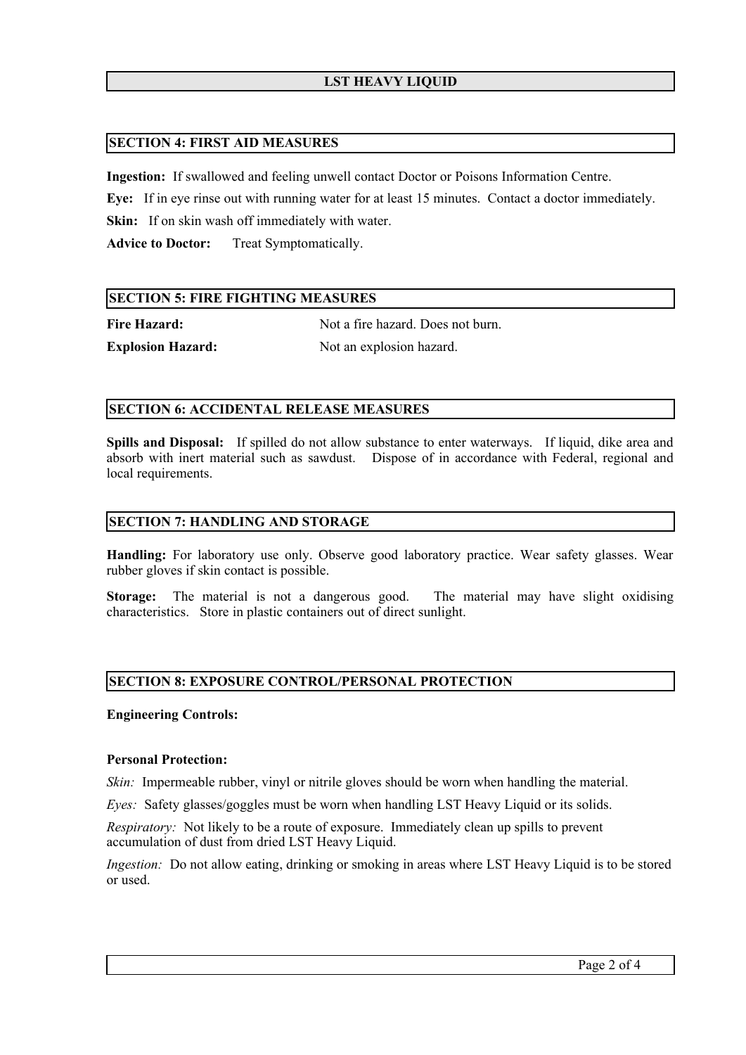## SECTION 4: FIRST AID MEASURES

**Ingestion:** If swallowed and feeling unwell contact Doctor or Poisons Information Centre.

**Eye:** If in eye rinse out with running water for at least 15 minutes. Contact a doctor immediately.

**Skin:** If on skin wash off immediately with water.

**Advice to Doctor:** Treat Symptomatically.

## SECTION 5: FIRE FIGHTING MEASURES

**Fire Hazard:** Not a fire hazard. Does not burn.

**Explosion Hazard:** Not an explosion hazard.

## SECTION 6: ACCIDENTAL RELEASE MEASURES

**Spills and Disposal:** If spilled do not allow substance to enter waterways. If liquid, dike area and absorb with inert material such as sawdust. Dispose of in accordance with Federal, regional and local requirements.

## SECTION 7: HANDLING AND STORAGE

**Handling:** For laboratory use only. Observe good laboratory practice. Wear safety glasses. Wear rubber gloves if skin contact is possible.

**Storage:** The material is not a dangerous good. The material may have slight oxidising characteristics. Store in plastic containers out of direct sunlight.

## SECTION 8: EXPOSURE CONTROL/PERSONAL PROTECTION

**Engineering Controls:**

**Personal Protection:**

*Skin:* Impermeable rubber, vinyl or nitrile gloves should be worn when handling the material.

*Eyes:* Safety glasses/goggles must be worn when handling LST Heavy Liquid or its solids.

*Respiratory:* Not likely to be a route of exposure. Immediately clean up spills to prevent accumulation of dust from dried LST Heavy Liquid.

*Ingestion:* Do not allow eating, drinking or smoking in areas where LST Heavy Liquid is to be stored or used.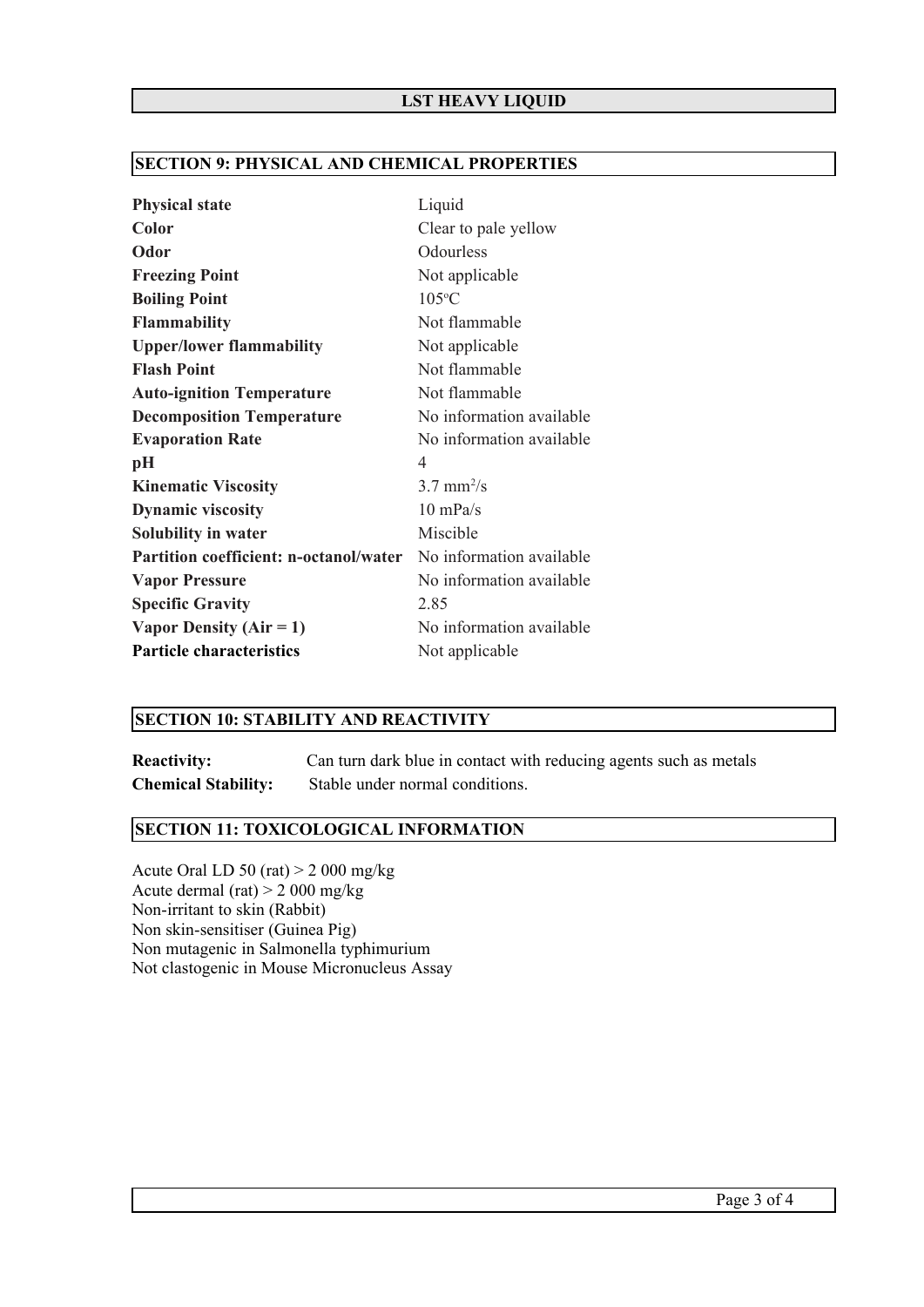## SECTION 9: PHYSICAL AND CHEMICAL PROPERTIES

| | |
|---|---|
| **Physical state** | Liquid |
| **Color** | Clear to pale yellow |
| **Odor** | Odourless |
| **Freezing Point** | Not applicable |
| **Boiling Point** | 105°C |
| **Flammability** | Not flammable |
| **Upper/lower flammability** | Not applicable |
| **Flash Point** | Not flammable |
| **Auto-ignition Temperature** | Not flammable |
| **Decomposition Temperature** | No information available |
| **Evaporation Rate** | No information available |
| **pH** | 4 |
| **Kinematic Viscosity** | 3.7 $mm^2/s$ |
| **Dynamic viscosity** | 10 mPa/s |
| **Solubility in water** | Miscible |
| **Partition coefficient: n-octanol/water** | No information available |
| **Vapor Pressure** | No information available |
| **Specific Gravity** | 2.85 |
| **Vapor Density (Air = 1)** | No information available |
| **Particle characteristics** | Not applicable |

## SECTION 10: STABILITY AND REACTIVITY

**Reactivity:** Can turn dark blue in contact with reducing agents such as metals

**Chemical Stability:** Stable under normal conditions.

## SECTION 11: TOXICOLOGICAL INFORMATION

Acute Oral LD 50 (rat) > 2 000 mg/kg
Acute dermal (rat) > 2 000 mg/kg
Non-irritant to skin (Rabbit)
Non skin-sensitiser (Guinea Pig)
Non mutagenic in Salmonella typhimurium
Not clastogenic in Mouse Micronucleus Assay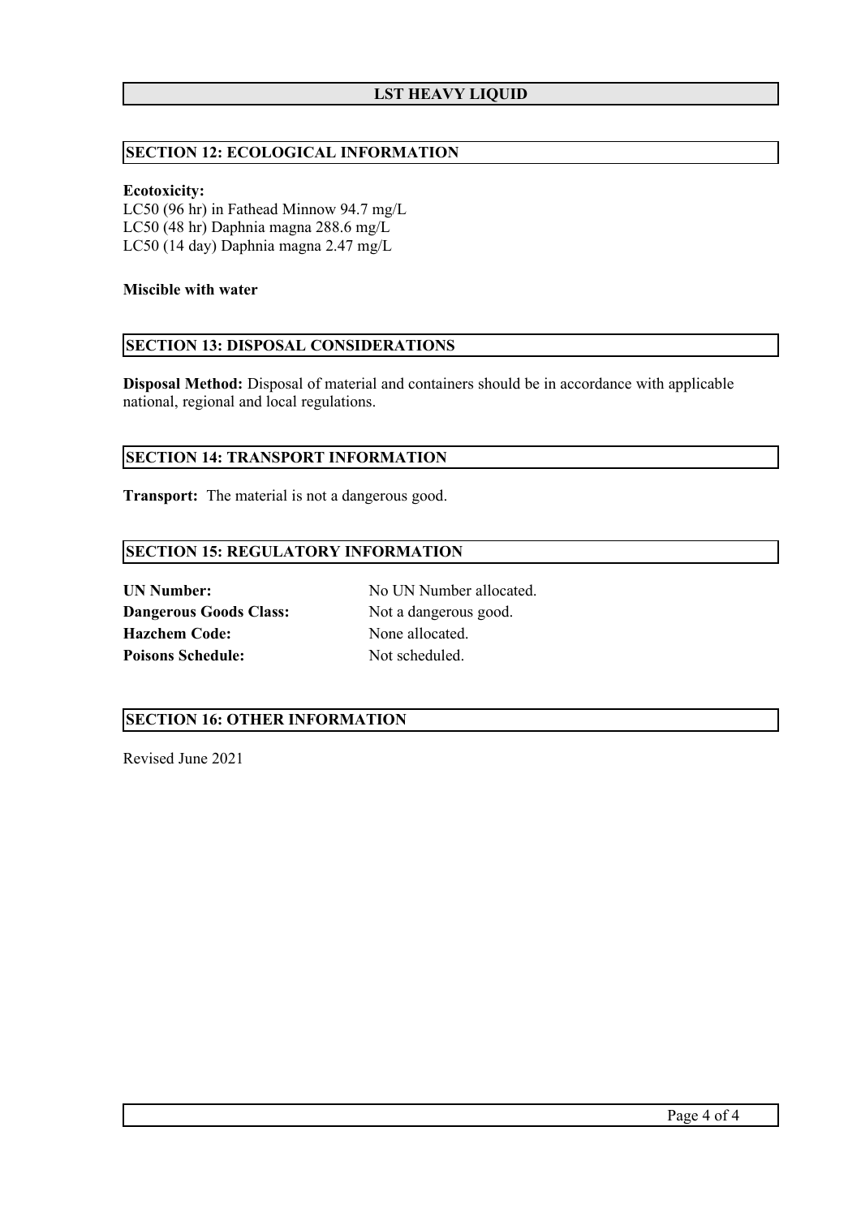## SECTION 12: ECOLOGICAL INFORMATION

**Ecotoxicity:**
LC50 (96 hr) in Fathead Minnow 94.7 mg/L
LC50 (48 hr) Daphnia magna 288.6 mg/L
LC50 (14 day) Daphnia magna 2.47 mg/L

**Miscible with water**

## SECTION 13: DISPOSAL CONSIDERATIONS

**Disposal Method:** Disposal of material and containers should be in accordance with applicable national, regional and local regulations.

## SECTION 14: TRANSPORT INFORMATION

**Transport:** The material is not a dangerous good.

## SECTION 15: REGULATORY INFORMATION

| | |
|---|---|
| **UN Number:** | No UN Number allocated. |
| **Dangerous Goods Class:** | Not a dangerous good. |
| **Hazchem Code:** | None allocated. |
| **Poisons Schedule:** | Not scheduled. |

## SECTION 16: OTHER INFORMATION

Revised June 2021